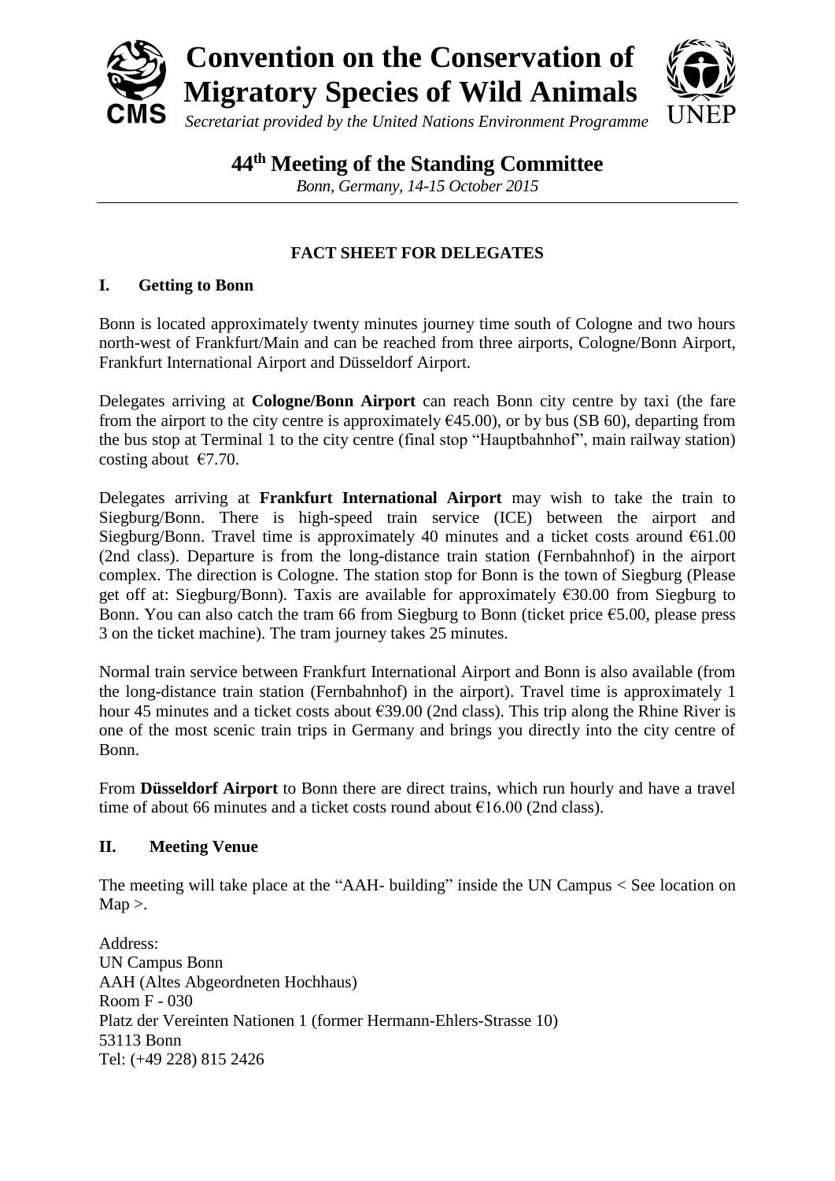# Convention on the Conservation of Migratory Species of Wild Animals

*Secretariat provided by the United Nations Environment Programme*

## 44th Meeting of the Standing Committee

*Bonn, Germany, 14-15 October 2015*

---

### FACT SHEET FOR DELEGATES

### I. Getting to Bonn

Bonn is located approximately twenty minutes journey time south of Cologne and two hours north-west of Frankfurt/Main and can be reached from three airports, Cologne/Bonn Airport, Frankfurt International Airport and Düsseldorf Airport.

Delegates arriving at **Cologne/Bonn Airport** can reach Bonn city centre by taxi (the fare from the airport to the city centre is approximately €45.00), or by bus (SB 60), departing from the bus stop at Terminal 1 to the city centre (final stop "Hauptbahnhof", main railway station) costing about €7.70.

Delegates arriving at **Frankfurt International Airport** may wish to take the train to Siegburg/Bonn. There is high-speed train service (ICE) between the airport and Siegburg/Bonn. Travel time is approximately 40 minutes and a ticket costs around €61.00 (2nd class). Departure is from the long-distance train station (Fernbahnhof) in the airport complex. The direction is Cologne. The station stop for Bonn is the town of Siegburg (Please get off at: Siegburg/Bonn). Taxis are available for approximately €30.00 from Siegburg to Bonn. You can also catch the tram 66 from Siegburg to Bonn (ticket price €5.00, please press 3 on the ticket machine). The tram journey takes 25 minutes.

Normal train service between Frankfurt International Airport and Bonn is also available (from the long-distance train station (Fernbahnhof) in the airport). Travel time is approximately 1 hour 45 minutes and a ticket costs about €39.00 (2nd class). This trip along the Rhine River is one of the most scenic train trips in Germany and brings you directly into the city centre of Bonn.

From **Düsseldorf Airport** to Bonn there are direct trains, which run hourly and have a travel time of about 66 minutes and a ticket costs round about €16.00 (2nd class).

### II. Meeting Venue

The meeting will take place at the "AAH- building" inside the UN Campus < See location on Map >.

Address:
UN Campus Bonn
AAH (Altes Abgeordneten Hochhaus)
Room F - 030
Platz der Vereinten Nationen 1 (former Hermann-Ehlers-Strasse 10)
53113 Bonn
Tel: (+49 228) 815 2426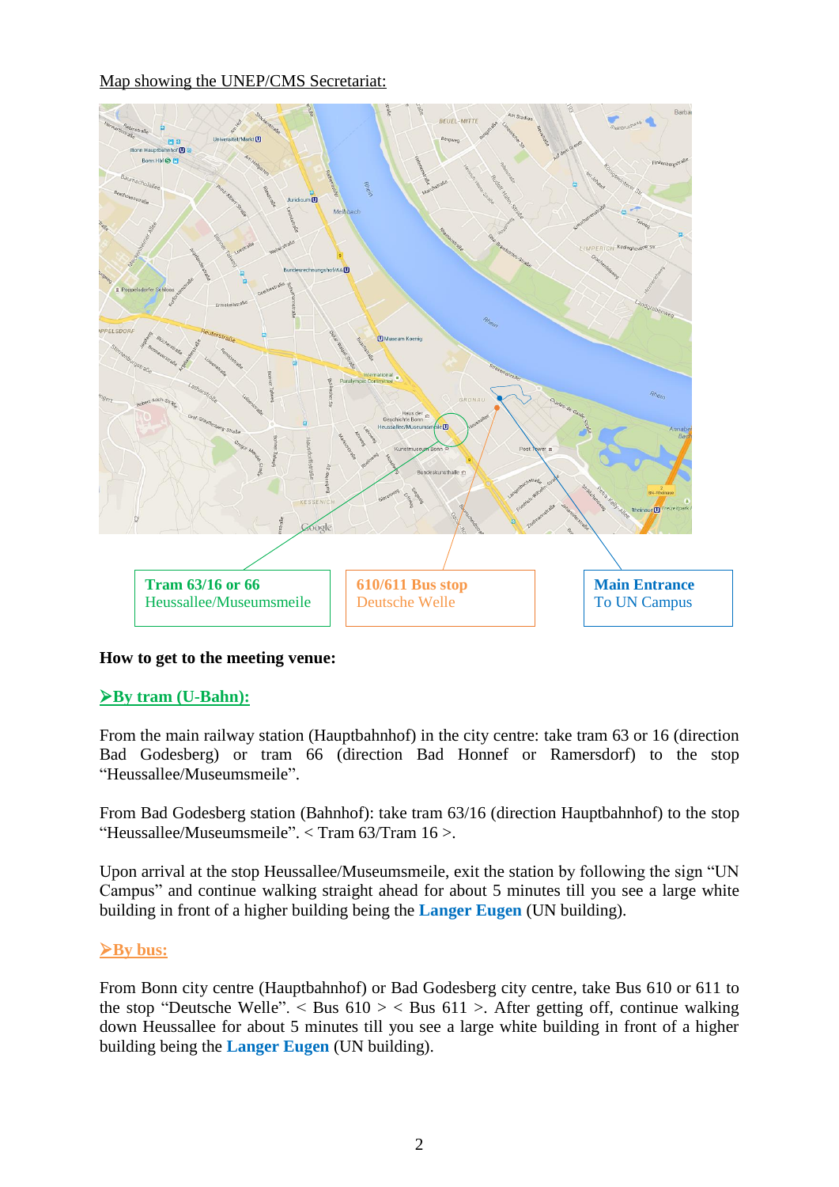Map showing the UNEP/CMS Secretariat:

**Tram 63/16 or 66**
Heussallee/Museumsmeile

**610/611 Bus stop**
Deutsche Welle

**Main Entrance**
To UN Campus

**How to get to the meeting venue:**

**➢By tram (U-Bahn):**

From the main railway station (Hauptbahnhof) in the city centre: take tram 63 or 16 (direction Bad Godesberg) or tram 66 (direction Bad Honnef or Ramersdorf) to the stop "Heussallee/Museumsmeile".

From Bad Godesberg station (Bahnhof): take tram 63/16 (direction Hauptbahnhof) to the stop "Heussallee/Museumsmeile". < Tram 63/Tram 16 >.

Upon arrival at the stop Heussallee/Museumsmeile, exit the station by following the sign "UN Campus" and continue walking straight ahead for about 5 minutes till you see a large white building in front of a higher building being the **Langer Eugen** (UN building).

**➢By bus:**

From Bonn city centre (Hauptbahnhof) or Bad Godesberg city centre, take Bus 610 or 611 to the stop "Deutsche Welle". < Bus 610 > < Bus 611 >. After getting off, continue walking down Heussallee for about 5 minutes till you see a large white building in front of a higher building being the **Langer Eugen** (UN building).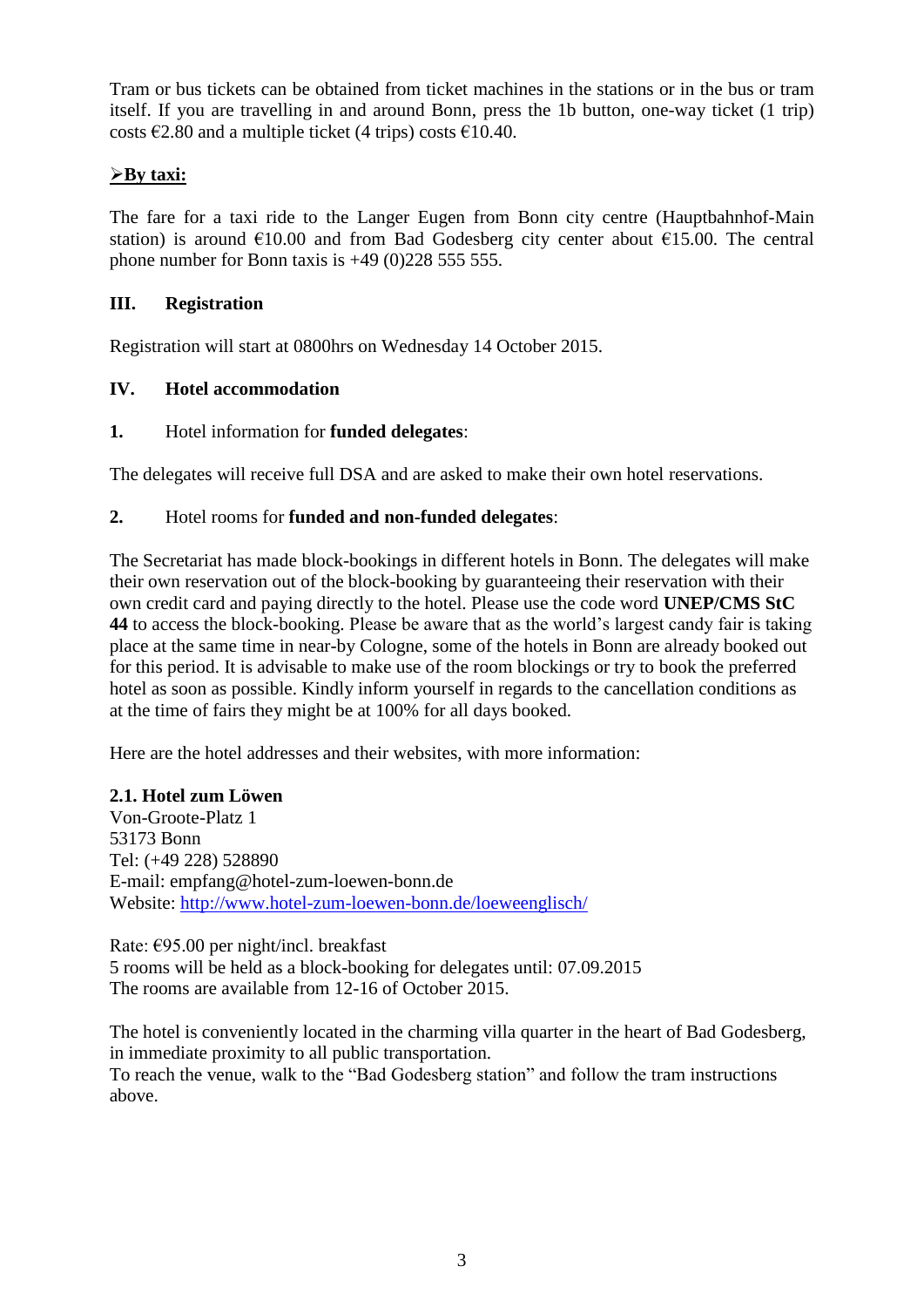Tram or bus tickets can be obtained from ticket machines in the stations or in the bus or tram itself. If you are travelling in and around Bonn, press the 1b button, one-way ticket (1 trip) costs €2.80 and a multiple ticket (4 trips) costs €10.40.

➢**By taxi:**

The fare for a taxi ride to the Langer Eugen from Bonn city centre (Hauptbahnhof-Main station) is around €10.00 and from Bad Godesberg city center about €15.00. The central phone number for Bonn taxis is +49 (0)228 555 555.

## III. Registration

Registration will start at 0800hrs on Wednesday 14 October 2015.

## IV. Hotel accommodation

**1.** Hotel information for **funded delegates**:

The delegates will receive full DSA and are asked to make their own hotel reservations.

**2.** Hotel rooms for **funded and non-funded delegates**:

The Secretariat has made block-bookings in different hotels in Bonn. The delegates will make their own reservation out of the block-booking by guaranteeing their reservation with their own credit card and paying directly to the hotel. Please use the code word **UNEP/CMS StC 44** to access the block-booking. Please be aware that as the world's largest candy fair is taking place at the same time in near-by Cologne, some of the hotels in Bonn are already booked out for this period. It is advisable to make use of the room blockings or try to book the preferred hotel as soon as possible. Kindly inform yourself in regards to the cancellation conditions as at the time of fairs they might be at 100% for all days booked.

Here are the hotel addresses and their websites, with more information:

**2.1. Hotel zum Löwen**
Von-Groote-Platz 1
53173 Bonn
Tel: (+49 228) 528890
E-mail: empfang@hotel-zum-loewen-bonn.de
Website: http://www.hotel-zum-loewen-bonn.de/loeweenglisch/

Rate: €95.00 per night/incl. breakfast
5 rooms will be held as a block-booking for delegates until: 07.09.2015
The rooms are available from 12-16 of October 2015.

The hotel is conveniently located in the charming villa quarter in the heart of Bad Godesberg, in immediate proximity to all public transportation.
To reach the venue, walk to the "Bad Godesberg station" and follow the tram instructions above.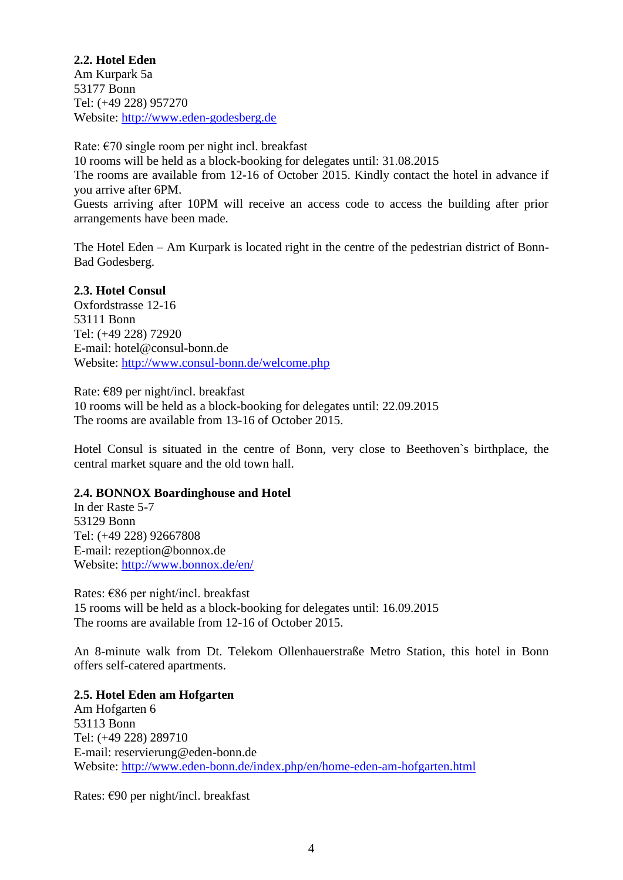**2.2. Hotel Eden**
Am Kurpark 5a
53177 Bonn
Tel: (+49 228) 957270
Website: http://www.eden-godesberg.de

Rate: €70 single room per night incl. breakfast
10 rooms will be held as a block-booking for delegates until: 31.08.2015
The rooms are available from 12-16 of October 2015. Kindly contact the hotel in advance if you arrive after 6PM.
Guests arriving after 10PM will receive an access code to access the building after prior arrangements have been made.

The Hotel Eden – Am Kurpark is located right in the centre of the pedestrian district of Bonn-Bad Godesberg.

**2.3. Hotel Consul**
Oxfordstrasse 12-16
53111 Bonn
Tel: (+49 228) 72920
E-mail: hotel@consul-bonn.de
Website: http://www.consul-bonn.de/welcome.php

Rate: €89 per night/incl. breakfast
10 rooms will be held as a block-booking for delegates until: 22.09.2015
The rooms are available from 13-16 of October 2015.

Hotel Consul is situated in the centre of Bonn, very close to Beethoven`s birthplace, the central market square and the old town hall.

**2.4. BONNOX Boardinghouse and Hotel**
In der Raste 5-7
53129 Bonn
Tel: (+49 228) 92667808
E-mail: rezeption@bonnox.de
Website: http://www.bonnox.de/en/

Rates: €86 per night/incl. breakfast
15 rooms will be held as a block-booking for delegates until: 16.09.2015
The rooms are available from 12-16 of October 2015.

An 8-minute walk from Dt. Telekom Ollenhauerstraße Metro Station, this hotel in Bonn offers self-catered apartments.

**2.5. Hotel Eden am Hofgarten**
Am Hofgarten 6
53113 Bonn
Tel: (+49 228) 289710
E-mail: reservierung@eden-bonn.de
Website: http://www.eden-bonn.de/index.php/en/home-eden-am-hofgarten.html

Rates: €90 per night/incl. breakfast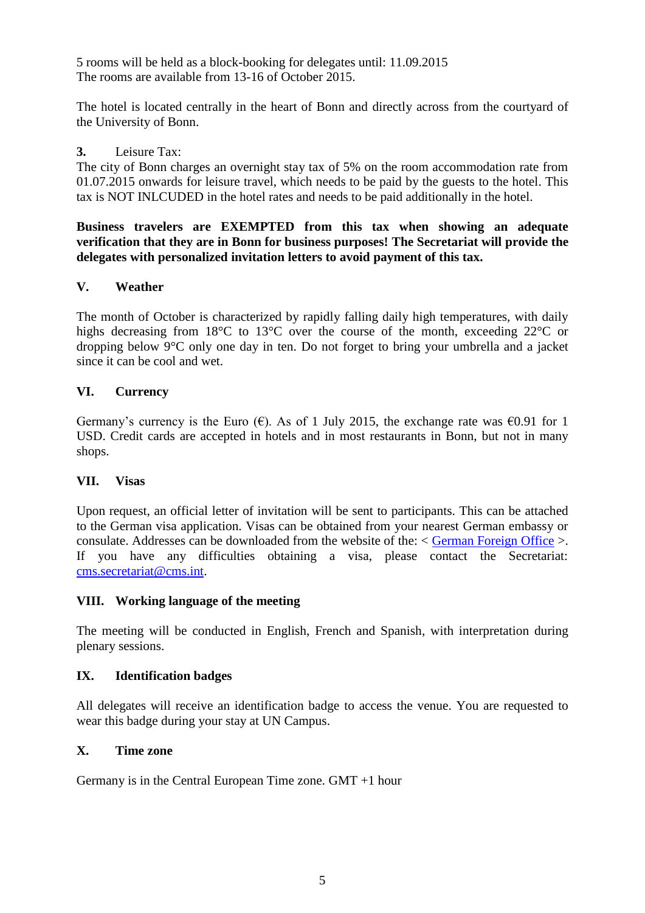5 rooms will be held as a block-booking for delegates until: 11.09.2015
The rooms are available from 13-16 of October 2015.

The hotel is located centrally in the heart of Bonn and directly across from the courtyard of the University of Bonn.

**3.** Leisure Tax:
The city of Bonn charges an overnight stay tax of 5% on the room accommodation rate from 01.07.2015 onwards for leisure travel, which needs to be paid by the guests to the hotel. This tax is NOT INLCUDED in the hotel rates and needs to be paid additionally in the hotel.

**Business travelers are EXEMPTED from this tax when showing an adequate verification that they are in Bonn for business purposes! The Secretariat will provide the delegates with personalized invitation letters to avoid payment of this tax.**

## V. Weather

The month of October is characterized by rapidly falling daily high temperatures, with daily highs decreasing from 18°C to 13°C over the course of the month, exceeding 22°C or dropping below 9°C only one day in ten. Do not forget to bring your umbrella and a jacket since it can be cool and wet.

## VI. Currency

Germany's currency is the Euro (€). As of 1 July 2015, the exchange rate was €0.91 for 1 USD. Credit cards are accepted in hotels and in most restaurants in Bonn, but not in many shops.

## VII. Visas

Upon request, an official letter of invitation will be sent to participants. This can be attached to the German visa application. Visas can be obtained from your nearest German embassy or consulate. Addresses can be downloaded from the website of the: < German Foreign Office >. If you have any difficulties obtaining a visa, please contact the Secretariat: cms.secretariat@cms.int.

## VIII. Working language of the meeting

The meeting will be conducted in English, French and Spanish, with interpretation during plenary sessions.

## IX. Identification badges

All delegates will receive an identification badge to access the venue. You are requested to wear this badge during your stay at UN Campus.

## X. Time zone

Germany is in the Central European Time zone. GMT +1 hour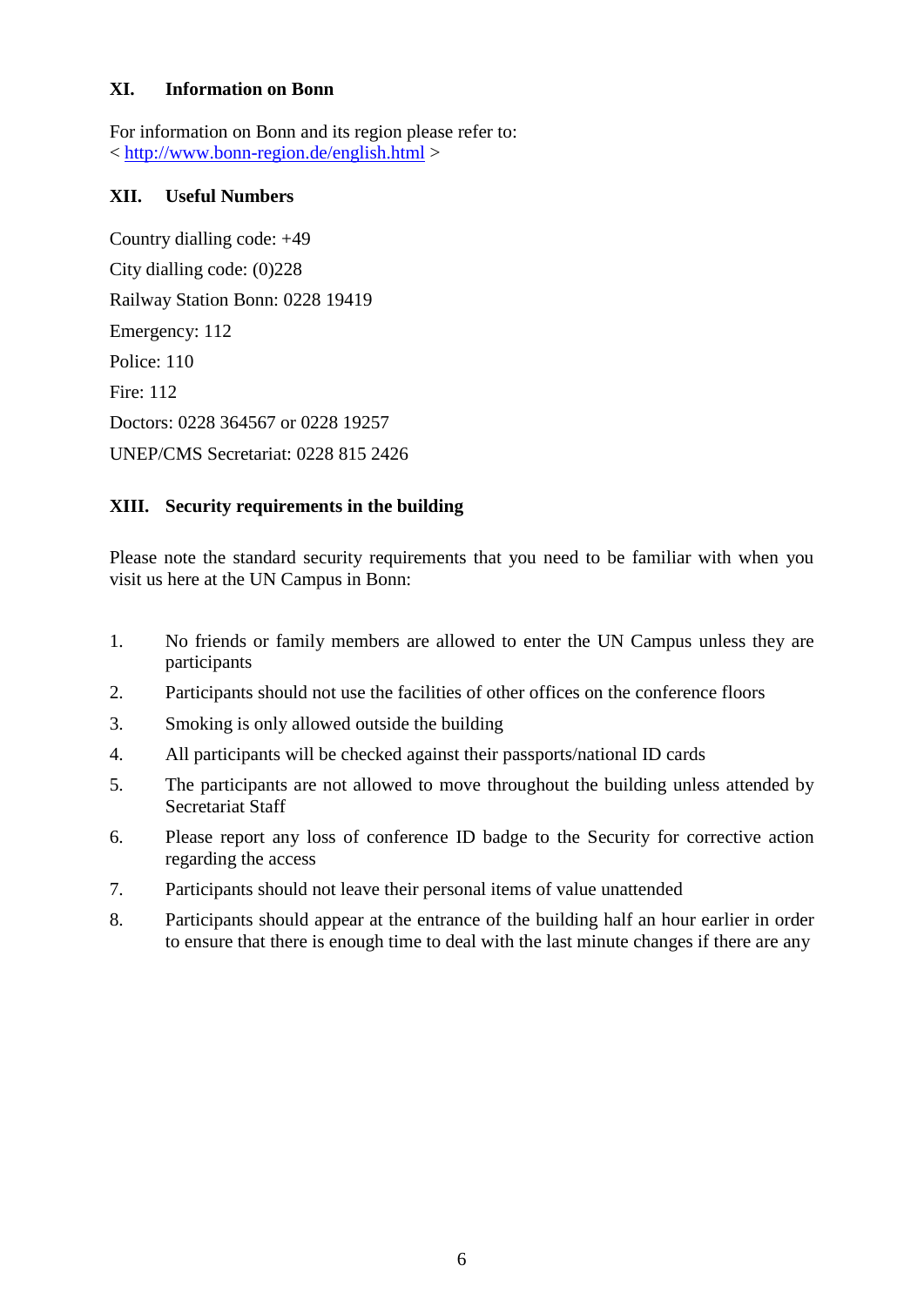## XI. Information on Bonn

For information on Bonn and its region please refer to:
< http://www.bonn-region.de/english.html >

## XII. Useful Numbers

Country dialling code: +49

City dialling code: (0)228

Railway Station Bonn: 0228 19419

Emergency: 112

Police: 110

Fire: 112

Doctors: 0228 364567 or 0228 19257

UNEP/CMS Secretariat: 0228 815 2426

## XIII. Security requirements in the building

Please note the standard security requirements that you need to be familiar with when you visit us here at the UN Campus in Bonn:

1. No friends or family members are allowed to enter the UN Campus unless they are participants
2. Participants should not use the facilities of other offices on the conference floors
3. Smoking is only allowed outside the building
4. All participants will be checked against their passports/national ID cards
5. The participants are not allowed to move throughout the building unless attended by Secretariat Staff
6. Please report any loss of conference ID badge to the Security for corrective action regarding the access
7. Participants should not leave their personal items of value unattended
8. Participants should appear at the entrance of the building half an hour earlier in order to ensure that there is enough time to deal with the last minute changes if there are any